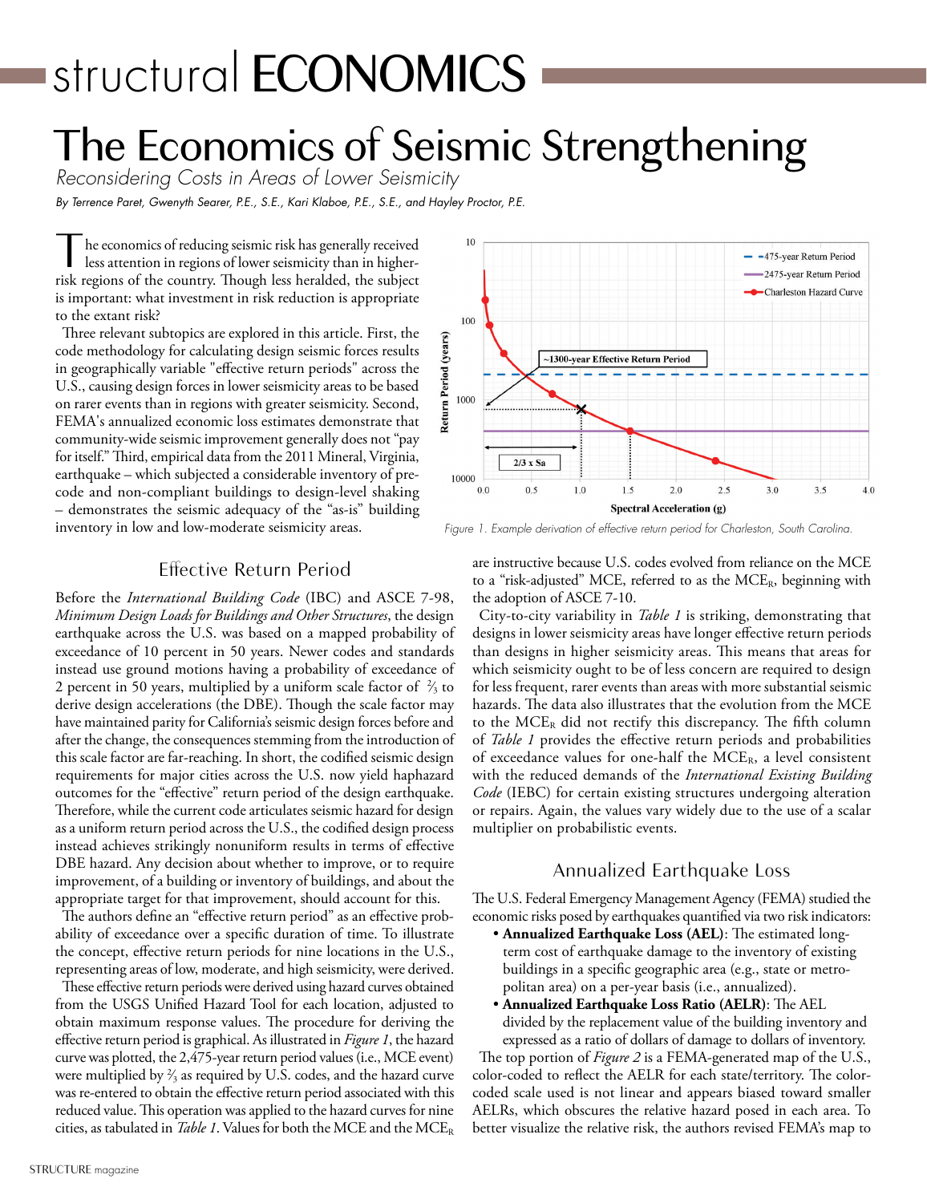# structural ECONOMICS

# The Economics of Seismic Strengthening

*Reconsidering Costs in Areas of Lower Seismicity*

*By Terrence Paret, Gwenyth Searer, P.E., S.E., Kari Klaboe, P.E., S.E., and Hayley Proctor, P.E.*

The economics of reducing seismic risk has generally received less attention in regions of lower seismicity than in higher-risk regions of the country. Though less heralded, the subject is important: what investment in risk reduction is appropriate to the extant risk?

Three relevant subtopics are explored in this article. First, the code methodology for calculating design seismic forces results in geographically variable "effective return periods" across the U.S., causing design forces in lower seismicity areas to be based on rarer events than in regions with greater seismicity. Second, FEMA's annualized economic loss estimates demonstrate that community-wide seismic improvement generally does not "pay for itself." Third, empirical data from the 2011 Mineral, Virginia, earthquake – which subjected a considerable inventory of pre-code and non-compliant buildings to design-level shaking – demonstrates the seismic adequacy of the "as-is" building inventory in low and low-moderate seismicity areas.

Figure 1. Example derivation of effective return period for Charleston, South Carolina.

## Effective Return Period

Before the *International Building Code* (IBC) and ASCE 7-98, *Minimum Design Loads for Buildings and Other Structures*, the design earthquake across the U.S. was based on a mapped probability of exceedance of 10 percent in 50 years. Newer codes and standards instead use ground motions having a probability of exceedance of 2 percent in 50 years, multiplied by a uniform scale factor of ⅔ to derive design accelerations (the DBE). Though the scale factor may have maintained parity for California's seismic design forces before and after the change, the consequences stemming from the introduction of this scale factor are far-reaching. In short, the codified seismic design requirements for major cities across the U.S. now yield haphazard outcomes for the "effective" return period of the design earthquake. Therefore, while the current code articulates seismic hazard for design as a uniform return period across the U.S., the codified design process instead achieves strikingly nonuniform results in terms of effective DBE hazard. Any decision about whether to improve, or to require improvement, of a building or inventory of buildings, and about the appropriate target for that improvement, should account for this.

The authors define an "effective return period" as an effective probability of exceedance over a specific duration of time. To illustrate the concept, effective return periods for nine locations in the U.S., representing areas of low, moderate, and high seismicity, were derived.

These effective return periods were derived using hazard curves obtained from the USGS Unified Hazard Tool for each location, adjusted to obtain maximum response values. The procedure for deriving the effective return period is graphical. As illustrated in *Figure 1*, the hazard curve was plotted, the 2,475-year return period values (i.e., MCE event) were multiplied by ⅔ as required by U.S. codes, and the hazard curve was re-entered to obtain the effective return period associated with this reduced value. This operation was applied to the hazard curves for nine cities, as tabulated in *Table 1*. Values for both the MCE and the $MCE_R$ are instructive because U.S. codes evolved from reliance on the MCE to a "risk-adjusted" MCE, referred to as the $MCE_R$, beginning with the adoption of ASCE 7-10.

City-to-city variability in *Table 1* is striking, demonstrating that designs in lower seismicity areas have longer effective return periods than designs in higher seismicity areas. This means that areas for which seismicity ought to be of less concern are required to design for less frequent, rarer events than areas with more substantial seismic hazards. The data also illustrates that the evolution from the MCE to the $MCE_R$ did not rectify this discrepancy. The fifth column of *Table 1* provides the effective return periods and probabilities of exceedance values for one-half the $MCE_R$, a level consistent with the reduced demands of the *International Existing Building Code* (IEBC) for certain existing structures undergoing alteration or repairs. Again, the values vary widely due to the use of a scalar multiplier on probabilistic events.

## Annualized Earthquake Loss

The U.S. Federal Emergency Management Agency (FEMA) studied the economic risks posed by earthquakes quantified via two risk indicators:

- **Annualized Earthquake Loss (AEL)**: The estimated long-term cost of earthquake damage to the inventory of existing buildings in a specific geographic area (e.g., state or metropolitan area) on a per-year basis (i.e., annualized).
- **Annualized Earthquake Loss Ratio (AELR)**: The AEL divided by the replacement value of the building inventory and expressed as a ratio of dollars of damage to dollars of inventory.

The top portion of *Figure 2* is a FEMA-generated map of the U.S., color-coded to reflect the AELR for each state/territory. The color-coded scale used is not linear and appears biased toward smaller AELRs, which obscures the relative hazard posed in each area. To better visualize the relative risk, the authors revised FEMA's map to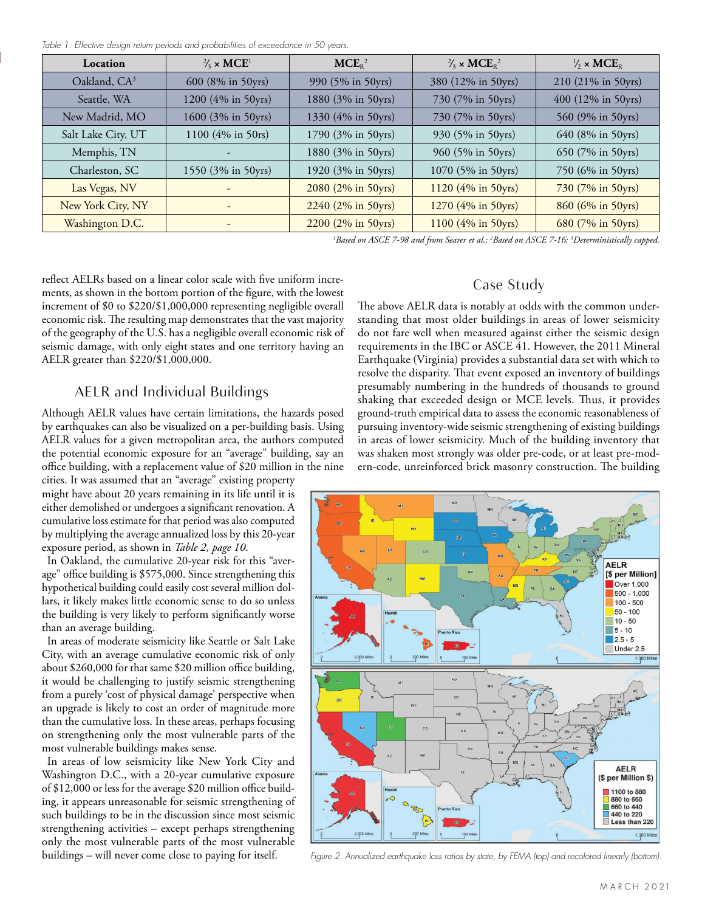*Table 1. Effective design return periods and probabilities of exceedance in 50 years.*

| Location | ⅔ × MCE[1] | MCE$_R$[2] | ⅔ × MCE$_R$[2] | ½ × MCE$_R$ |
|---|---|---|---|---|
| Oakland, CA[3] | 600 (8% in 50yrs) | 990 (5% in 50yrs) | 380 (12% in 50yrs) | 210 (21% in 50yrs) |
| Seattle, WA | 1200 (4% in 50yrs) | 1880 (3% in 50yrs) | 730 (7% in 50yrs) | 400 (12% in 50yrs) |
| New Madrid, MO | 1600 (3% in 50yrs) | 1330 (4% in 50yrs) | 730 (7% in 50yrs) | 560 (9% in 50yrs) |
| Salt Lake City, UT | 1100 (4% in 50rs) | 1790 (3% in 50yrs) | 930 (5% in 50yrs) | 640 (8% in 50yrs) |
| Memphis, TN | - | 1880 (3% in 50yrs) | 960 (5% in 50yrs) | 650 (7% in 50yrs) |
| Charleston, SC | 1550 (3% in 50yrs) | 1920 (3% in 50yrs) | 1070 (5% in 50yrs) | 750 (6% in 50yrs) |
| Las Vegas, NV | - | 2080 (2% in 50yrs) | 1120 (4% in 50yrs) | 730 (7% in 50yrs) |
| New York City, NY | - | 2240 (2% in 50yrs) | 1270 (4% in 50yrs) | 860 (6% in 50yrs) |
| Washington D.C. | - | 2200 (2% in 50yrs) | 1100 (4% in 50yrs) | 680 (7% in 50yrs) |

*[1]Based on ASCE 7-98 and from Searer et al.; [2]Based on ASCE 7-16; [3]Deterministically capped.*

reflect AELRs based on a linear color scale with five uniform increments, as shown in the bottom portion of the figure, with the lowest increment of $0 to $220/$1,000,000 representing negligible overall economic risk. The resulting map demonstrates that the vast majority of the geography of the U.S. has a negligible overall economic risk of seismic damage, with only eight states and one territory having an AELR greater than $220/$1,000,000.

## AELR and Individual Buildings

Although AELR values have certain limitations, the hazards posed by earthquakes can also be visualized on a per-building basis. Using AELR values for a given metropolitan area, the authors computed the potential economic exposure for an "average" building, say an office building, with a replacement value of $20 million in the nine cities. It was assumed that an "average" existing property might have about 20 years remaining in its life until it is either demolished or undergoes a significant renovation. A cumulative loss estimate for that period was also computed by multiplying the average annualized loss by this 20-year exposure period, as shown in *Table 2, page 10*.

In Oakland, the cumulative 20-year risk for this "average" office building is $575,000. Since strengthening this hypothetical building could easily cost several million dollars, it likely makes little economic sense to do so unless the building is very likely to perform significantly worse than an average building.

In areas of moderate seismicity like Seattle or Salt Lake City, with an average cumulative economic risk of only about $260,000 for that same $20 million office building, it would be challenging to justify seismic strengthening from a purely 'cost of physical damage' perspective when an upgrade is likely to cost an order of magnitude more than the cumulative loss. In these areas, perhaps focusing on strengthening only the most vulnerable parts of the most vulnerable buildings makes sense.

In areas of low seismicity like New York City and Washington D.C., with a 20-year cumulative exposure of $12,000 or less for the average $20 million office building, it appears unreasonable for seismic strengthening of such buildings to be in the discussion since most seismic strengthening activities – except perhaps strengthening only the most vulnerable parts of the most vulnerable buildings – will never come close to paying for itself.

## Case Study

The above AELR data is notably at odds with the common understanding that most older buildings in areas of lower seismicity do not fare well when measured against either the seismic design requirements in the IBC or ASCE 41. However, the 2011 Mineral Earthquake (Virginia) provides a substantial data set with which to resolve the disparity. That event exposed an inventory of buildings presumably numbering in the hundreds of thousands to ground shaking that exceeded design or MCE levels. Thus, it provides ground-truth empirical data to assess the economic reasonableness of pursuing inventory-wide seismic strengthening of existing buildings in areas of lower seismicity. Much of the building inventory that was shaken most strongly was older pre-code, or at least pre-modern-code, unreinforced brick masonry construction. The building

Figure 2. Annualized earthquake loss ratios by state, by FEMA (top) and recolored linearly (bottom).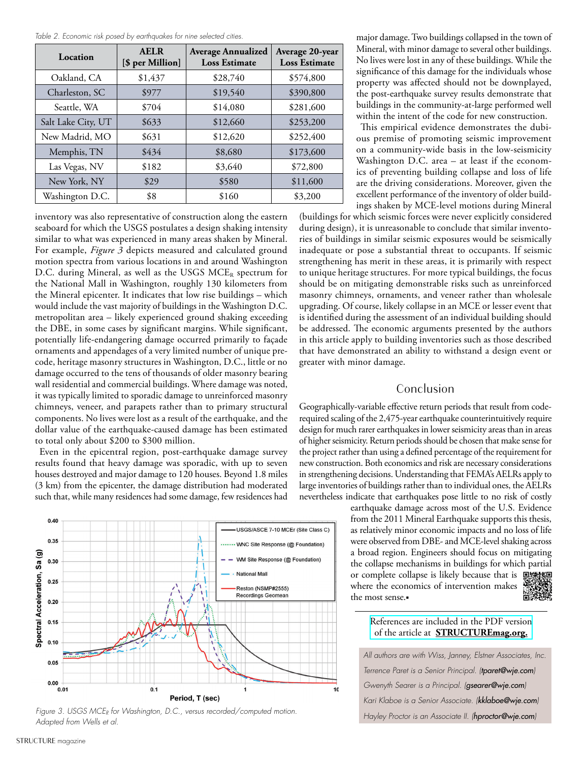Table 2. Economic risk posed by earthquakes for nine selected cities.

| Location | AELR [$ per Million] | Average Annualized Loss Estimate | Average 20-year Loss Estimate |
|---|---|---|---|
| Oakland, CA | $1,437 | $28,740 | $574,800 |
| Charleston, SC | $977 | $19,540 | $390,800 |
| Seattle, WA | $704 | $14,080 | $281,600 |
| Salt Lake City, UT | $633 | $12,660 | $253,200 |
| New Madrid, MO | $631 | $12,620 | $252,400 |
| Memphis, TN | $434 | $8,680 | $173,600 |
| Las Vegas, NV | $182 | $3,640 | $72,800 |
| New York, NY | $29 | $580 | $11,600 |
| Washington D.C. | $8 | $160 | $3,200 |

inventory was also representative of construction along the eastern seaboard for which the USGS postulates a design shaking intensity similar to what was experienced in many areas shaken by Mineral. For example, *Figure 3* depicts measured and calculated ground motion spectra from various locations in and around Washington D.C. during Mineral, as well as the USGS $MCE_R$ spectrum for the National Mall in Washington, roughly 130 kilometers from the Mineral epicenter. It indicates that low rise buildings – which would include the vast majority of buildings in the Washington D.C. metropolitan area – likely experienced ground shaking exceeding the DBE, in some cases by significant margins. While significant, potentially life-endangering damage occurred primarily to façade ornaments and appendages of a very limited number of unique pre-code, heritage masonry structures in Washington, D.C., little or no damage occurred to the tens of thousands of older masonry bearing wall residential and commercial buildings. Where damage was noted, it was typically limited to sporadic damage to unreinforced masonry chimneys, veneer, and parapets rather than to primary structural components. No lives were lost as a result of the earthquake, and the dollar value of the earthquake-caused damage has been estimated to total only about $200 to $300 million.

Even in the epicentral region, post-earthquake damage survey results found that heavy damage was sporadic, with up to seven houses destroyed and major damage to 120 houses. Beyond 1.8 miles (3 km) from the epicenter, the damage distribution had moderated such that, while many residences had some damage, few residences had major damage. Two buildings collapsed in the town of Mineral, with minor damage to several other buildings. No lives were lost in any of these buildings. While the significance of this damage for the individuals whose property was affected should not be downplayed, the post-earthquake survey results demonstrate that buildings in the community-at-large performed well within the intent of the code for new construction.

This empirical evidence demonstrates the dubious premise of promoting seismic improvement on a community-wide basis in the low-seismicity Washington D.C. area – at least if the economics of preventing building collapse and loss of life are the driving considerations. Moreover, given the excellent performance of the inventory of older buildings shaken by MCE-level motions during Mineral (buildings for which seismic forces were never explicitly considered during design), it is unreasonable to conclude that similar inventories of buildings in similar seismic exposures would be seismically inadequate or pose a substantial threat to occupants. If seismic strengthening has merit in these areas, it is primarily with respect to unique heritage structures. For more typical buildings, the focus should be on mitigating demonstrable risks such as unreinforced masonry chimneys, ornaments, and veneer rather than wholesale upgrading. Of course, likely collapse in an MCE or lesser event that is identified during the assessment of an individual building should be addressed. The economic arguments presented by the authors in this article apply to building inventories such as those described that have demonstrated an ability to withstand a design event or greater with minor damage.

0.40
0.35
0.30
0.25
0.20
0.15
0.10
0.05
0.00
Spectral Acceleration, Sa (g)
0.01
0.1
1
10
Period, T (sec)
USGS/ASCE 7-10 MCEr (Site Class C)
WNC Site Response (@ Foundation)
WM Site Response (@ Foundation)
National Mall
Reston (NSMP#2555) Recordings Geomean

Figure 3. USGS $MCE_R$ for Washington, D.C., versus recorded/computed motion. Adapted from Wells et al.

## Conclusion

Geographically-variable effective return periods that result from code-required scaling of the 2,475-year earthquake counterintuitively require design for much rarer earthquakes in lower seismicity areas than in areas of higher seismicity. Return periods should be chosen that make sense for the project rather than using a defined percentage of the requirement for new construction. Both economics and risk are necessary considerations in strengthening decisions. Understanding that FEMA's AELRs apply to large inventories of buildings rather than to individual ones, the AELRs nevertheless indicate that earthquakes pose little to no risk of costly earthquake damage across most of the U.S. Evidence from the 2011 Mineral Earthquake supports this thesis, as relatively minor economic impacts and no loss of life were observed from DBE- and MCE-level shaking across a broad region. Engineers should focus on mitigating the collapse mechanisms in buildings for which partial or complete collapse is likely because that is where the economics of intervention makes the most sense.▪

References are included in the PDF version of the article at **STRUCTUREmag.org.**

*All authors are with Wiss, Janney, Elstner Associates, Inc.*

*Terrence Paret is a Senior Principal. (tparet@wje.com)*

*Gwenyth Searer is a Principal. (gsearer@wje.com)*

*Kari Klaboe is a Senior Associate. (kklaboe@wje.com)*

*Hayley Proctor is an Associate II. (hproctor@wje.com)*